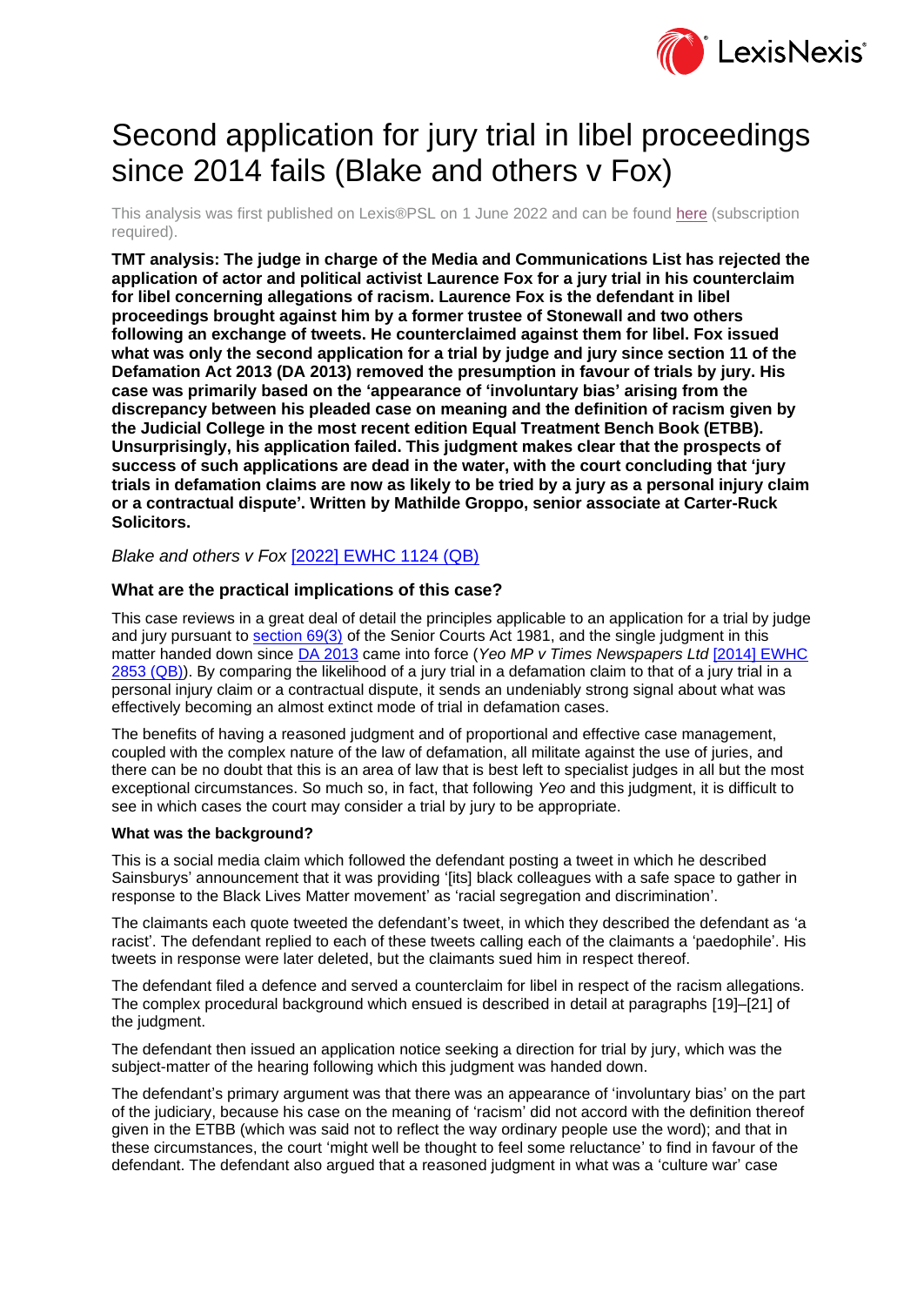# Second application for jury trial in libel proceedings since 2014 fails (Blake and others v Fox)

This analysis was first published on Lexis®PSL on 1 June 2022 and can be found here (subscription required).

**TMT analysis: The judge in charge of the Media and Communications List has rejected the application of actor and political activist Laurence Fox for a jury trial in his counterclaim for libel concerning allegations of racism. Laurence Fox is the defendant in libel proceedings brought against him by a former trustee of Stonewall and two others following an exchange of tweets. He counterclaimed against them for libel. Fox issued what was only the second application for a trial by judge and jury since section 11 of the Defamation Act 2013 (DA 2013) removed the presumption in favour of trials by jury. His case was primarily based on the 'appearance of 'involuntary bias' arising from the discrepancy between his pleaded case on meaning and the definition of racism given by the Judicial College in the most recent edition Equal Treatment Bench Book (ETBB). Unsurprisingly, his application failed. This judgment makes clear that the prospects of success of such applications are dead in the water, with the court concluding that 'jury trials in defamation claims are now as likely to be tried by a jury as a personal injury claim or a contractual dispute'. Written by Mathilde Groppo, senior associate at Carter-Ruck Solicitors.**

*Blake and others v Fox* [2022] EWHC 1124 (QB)

## What are the practical implications of this case?

This case reviews in a great deal of detail the principles applicable to an application for a trial by judge and jury pursuant to section 69(3) of the Senior Courts Act 1981, and the single judgment in this matter handed down since DA 2013 came into force (*Yeo MP v Times Newspapers Ltd* [2014] EWHC 2853 (QB)). By comparing the likelihood of a jury trial in a defamation claim to that of a jury trial in a personal injury claim or a contractual dispute, it sends an undeniably strong signal about what was effectively becoming an almost extinct mode of trial in defamation cases.

The benefits of having a reasoned judgment and of proportional and effective case management, coupled with the complex nature of the law of defamation, all militate against the use of juries, and there can be no doubt that this is an area of law that is best left to specialist judges in all but the most exceptional circumstances. So much so, in fact, that following *Yeo* and this judgment, it is difficult to see in which cases the court may consider a trial by jury to be appropriate.

### What was the background?

This is a social media claim which followed the defendant posting a tweet in which he described Sainsburys' announcement that it was providing '[its] black colleagues with a safe space to gather in response to the Black Lives Matter movement' as 'racial segregation and discrimination'.

The claimants each quote tweeted the defendant's tweet, in which they described the defendant as 'a racist'. The defendant replied to each of these tweets calling each of the claimants a 'paedophile'. His tweets in response were later deleted, but the claimants sued him in respect thereof.

The defendant filed a defence and served a counterclaim for libel in respect of the racism allegations. The complex procedural background which ensued is described in detail at paragraphs [19]–[21] of the judgment.

The defendant then issued an application notice seeking a direction for trial by jury, which was the subject-matter of the hearing following which this judgment was handed down.

The defendant's primary argument was that there was an appearance of 'involuntary bias' on the part of the judiciary, because his case on the meaning of 'racism' did not accord with the definition thereof given in the ETBB (which was said not to reflect the way ordinary people use the word); and that in these circumstances, the court 'might well be thought to feel some reluctance' to find in favour of the defendant. The defendant also argued that a reasoned judgment in what was a 'culture war' case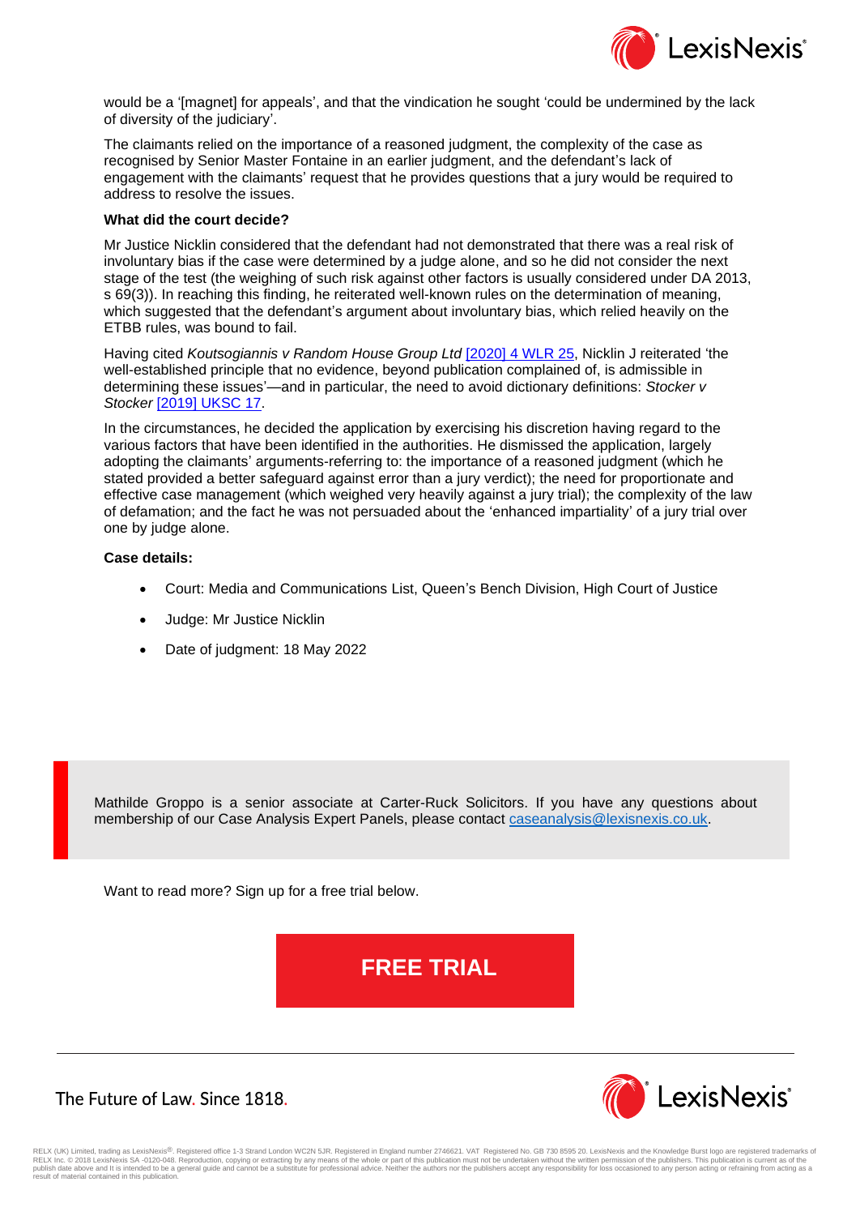would be a '[magnet] for appeals', and that the vindication he sought 'could be undermined by the lack of diversity of the judiciary'.

The claimants relied on the importance of a reasoned judgment, the complexity of the case as recognised by Senior Master Fontaine in an earlier judgment, and the defendant's lack of engagement with the claimants' request that he provides questions that a jury would be required to address to resolve the issues.

**What did the court decide?**

Mr Justice Nicklin considered that the defendant had not demonstrated that there was a real risk of involuntary bias if the case were determined by a judge alone, and so he did not consider the next stage of the test (the weighing of such risk against other factors is usually considered under DA 2013, s 69(3)). In reaching this finding, he reiterated well-known rules on the determination of meaning, which suggested that the defendant's argument about involuntary bias, which relied heavily on the ETBB rules, was bound to fail.

Having cited *Koutsogiannis v Random House Group Ltd* [2020] 4 WLR 25, Nicklin J reiterated 'the well-established principle that no evidence, beyond publication complained of, is admissible in determining these issues'—and in particular, the need to avoid dictionary definitions: *Stocker v Stocker* [2019] UKSC 17.

In the circumstances, he decided the application by exercising his discretion having regard to the various factors that have been identified in the authorities. He dismissed the application, largely adopting the claimants' arguments-referring to: the importance of a reasoned judgment (which he stated provided a better safeguard against error than a jury verdict); the need for proportionate and effective case management (which weighed very heavily against a jury trial); the complexity of the law of defamation; and the fact he was not persuaded about the 'enhanced impartiality' of a jury trial over one by judge alone.

**Case details:**

- Court: Media and Communications List, Queen's Bench Division, High Court of Justice
- Judge: Mr Justice Nicklin
- Date of judgment: 18 May 2022

Mathilde Groppo is a senior associate at Carter-Ruck Solicitors. If you have any questions about membership of our Case Analysis Expert Panels, please contact caseanalysis@lexisnexis.co.uk.

Want to read more? Sign up for a free trial below.

**FREE TRIAL**

The Future of Law. Since 1818.

RELX (UK) Limited, trading as LexisNexis®. Registered office 1-3 Strand London WC2N 5JR. Registered in England number 2746621. VAT Registered No. GB 730 8595 20. LexisNexis and the Knowledge Burst logo are registered trademarks of RELX Inc. © 2018 LexisNexis SA -0120-048. Reproduction, copying or extracting by any means of the whole or part of this publication must not be undertaken without the written permission of the publishers. This publication is current as of the publish date above and It is intended to be a general guide and cannot be a substitute for professional advice. Neither the authors nor the publishers accept any responsibility for loss occasioned to any person acting or refraining from acting as a result of material contained in this publication.